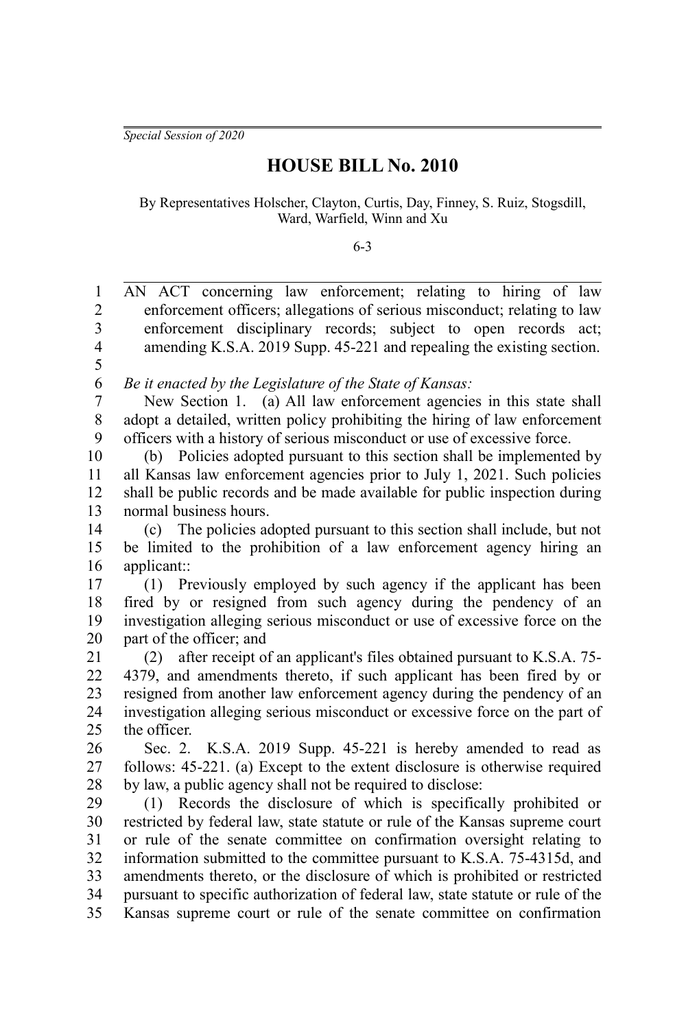*Special Session of 2020*

# HOUSE BILL No. 2010

By Representatives Holscher, Clayton, Curtis, Day, Finney, S. Ruiz, Stogsdill, Ward, Warfield, Winn and Xu

6-3

AN ACT concerning law enforcement; relating to hiring of law enforcement officers; allegations of serious misconduct; relating to law enforcement disciplinary records; subject to open records act; amending K.S.A. 2019 Supp. 45-221 and repealing the existing section.

*Be it enacted by the Legislature of the State of Kansas:*

New Section 1. (a) All law enforcement agencies in this state shall adopt a detailed, written policy prohibiting the hiring of law enforcement officers with a history of serious misconduct or use of excessive force.

(b) Policies adopted pursuant to this section shall be implemented by all Kansas law enforcement agencies prior to July 1, 2021. Such policies shall be public records and be made available for public inspection during normal business hours.

(c) The policies adopted pursuant to this section shall include, but not be limited to the prohibition of a law enforcement agency hiring an applicant::

(1) Previously employed by such agency if the applicant has been fired by or resigned from such agency during the pendency of an investigation alleging serious misconduct or use of excessive force on the part of the officer; and

(2) after receipt of an applicant's files obtained pursuant to K.S.A. 75-4379, and amendments thereto, if such applicant has been fired by or resigned from another law enforcement agency during the pendency of an investigation alleging serious misconduct or excessive force on the part of the officer.

Sec. 2. K.S.A. 2019 Supp. 45-221 is hereby amended to read as follows: 45-221. (a) Except to the extent disclosure is otherwise required by law, a public agency shall not be required to disclose:

(1) Records the disclosure of which is specifically prohibited or restricted by federal law, state statute or rule of the Kansas supreme court or rule of the senate committee on confirmation oversight relating to information submitted to the committee pursuant to K.S.A. 75-4315d, and amendments thereto, or the disclosure of which is prohibited or restricted pursuant to specific authorization of federal law, state statute or rule of the Kansas supreme court or rule of the senate committee on confirmation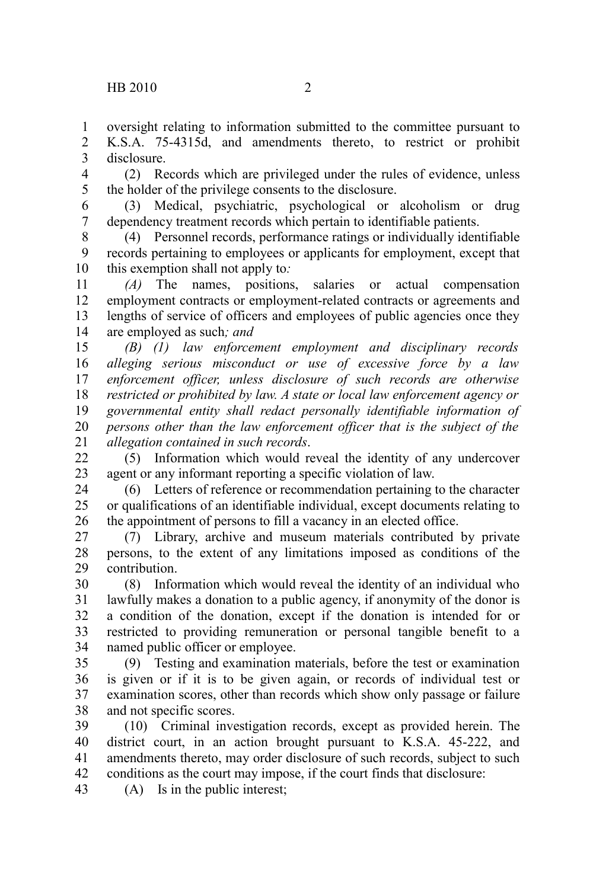oversight relating to information submitted to the committee pursuant to K.S.A. 75-4315d, and amendments thereto, to restrict or prohibit disclosure.

(2) Records which are privileged under the rules of evidence, unless the holder of the privilege consents to the disclosure.

(3) Medical, psychiatric, psychological or alcoholism or drug dependency treatment records which pertain to identifiable patients.

(4) Personnel records, performance ratings or individually identifiable records pertaining to employees or applicants for employment, except that this exemption shall not apply to*:*

*(A)* The names, positions, salaries or actual compensation employment contracts or employment-related contracts or agreements and lengths of service of officers and employees of public agencies once they are employed as such*; and*

*(B) (1) law enforcement employment and disciplinary records alleging serious misconduct or use of excessive force by a law enforcement officer, unless disclosure of such records are otherwise restricted or prohibited by law. A state or local law enforcement agency or governmental entity shall redact personally identifiable information of persons other than the law enforcement officer that is the subject of the allegation contained in such records*.

(5) Information which would reveal the identity of any undercover agent or any informant reporting a specific violation of law.

(6) Letters of reference or recommendation pertaining to the character or qualifications of an identifiable individual, except documents relating to the appointment of persons to fill a vacancy in an elected office.

(7) Library, archive and museum materials contributed by private persons, to the extent of any limitations imposed as conditions of the contribution.

(8) Information which would reveal the identity of an individual who lawfully makes a donation to a public agency, if anonymity of the donor is a condition of the donation, except if the donation is intended for or restricted to providing remuneration or personal tangible benefit to a named public officer or employee.

(9) Testing and examination materials, before the test or examination is given or if it is to be given again, or records of individual test or examination scores, other than records which show only passage or failure and not specific scores.

(10) Criminal investigation records, except as provided herein. The district court, in an action brought pursuant to K.S.A. 45-222, and amendments thereto, may order disclosure of such records, subject to such conditions as the court may impose, if the court finds that disclosure:

(A) Is in the public interest;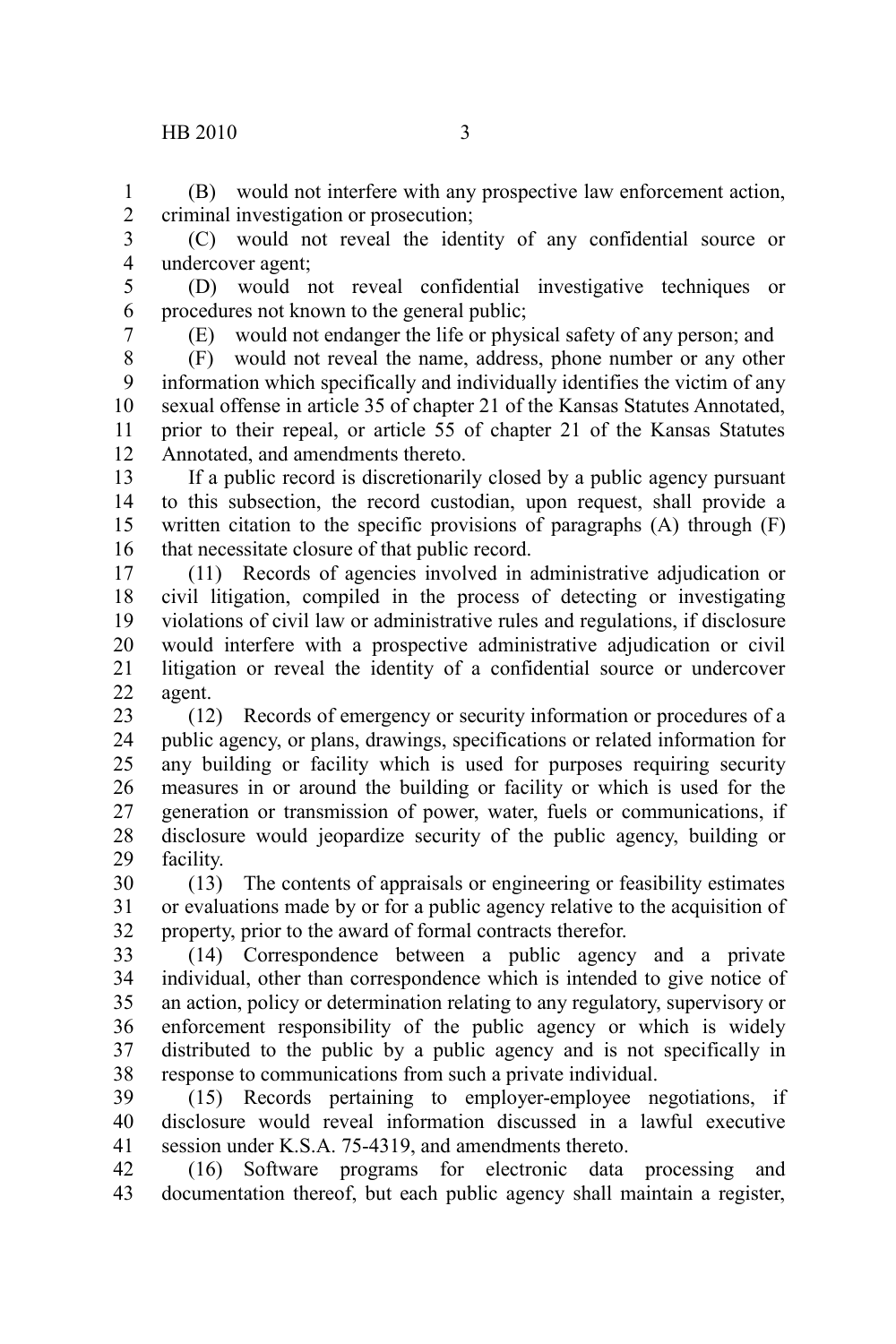(B) would not interfere with any prospective law enforcement action, criminal investigation or prosecution;

(C) would not reveal the identity of any confidential source or undercover agent;

(D) would not reveal confidential investigative techniques or procedures not known to the general public;

(E) would not endanger the life or physical safety of any person; and

(F) would not reveal the name, address, phone number or any other information which specifically and individually identifies the victim of any sexual offense in article 35 of chapter 21 of the Kansas Statutes Annotated, prior to their repeal, or article 55 of chapter 21 of the Kansas Statutes Annotated, and amendments thereto.

If a public record is discretionarily closed by a public agency pursuant to this subsection, the record custodian, upon request, shall provide a written citation to the specific provisions of paragraphs (A) through (F) that necessitate closure of that public record.

(11) Records of agencies involved in administrative adjudication or civil litigation, compiled in the process of detecting or investigating violations of civil law or administrative rules and regulations, if disclosure would interfere with a prospective administrative adjudication or civil litigation or reveal the identity of a confidential source or undercover agent.

(12) Records of emergency or security information or procedures of a public agency, or plans, drawings, specifications or related information for any building or facility which is used for purposes requiring security measures in or around the building or facility or which is used for the generation or transmission of power, water, fuels or communications, if disclosure would jeopardize security of the public agency, building or facility.

(13) The contents of appraisals or engineering or feasibility estimates or evaluations made by or for a public agency relative to the acquisition of property, prior to the award of formal contracts therefor.

(14) Correspondence between a public agency and a private individual, other than correspondence which is intended to give notice of an action, policy or determination relating to any regulatory, supervisory or enforcement responsibility of the public agency or which is widely distributed to the public by a public agency and is not specifically in response to communications from such a private individual.

(15) Records pertaining to employer-employee negotiations, if disclosure would reveal information discussed in a lawful executive session under K.S.A. 75-4319, and amendments thereto.

(16) Software programs for electronic data processing and documentation thereof, but each public agency shall maintain a register,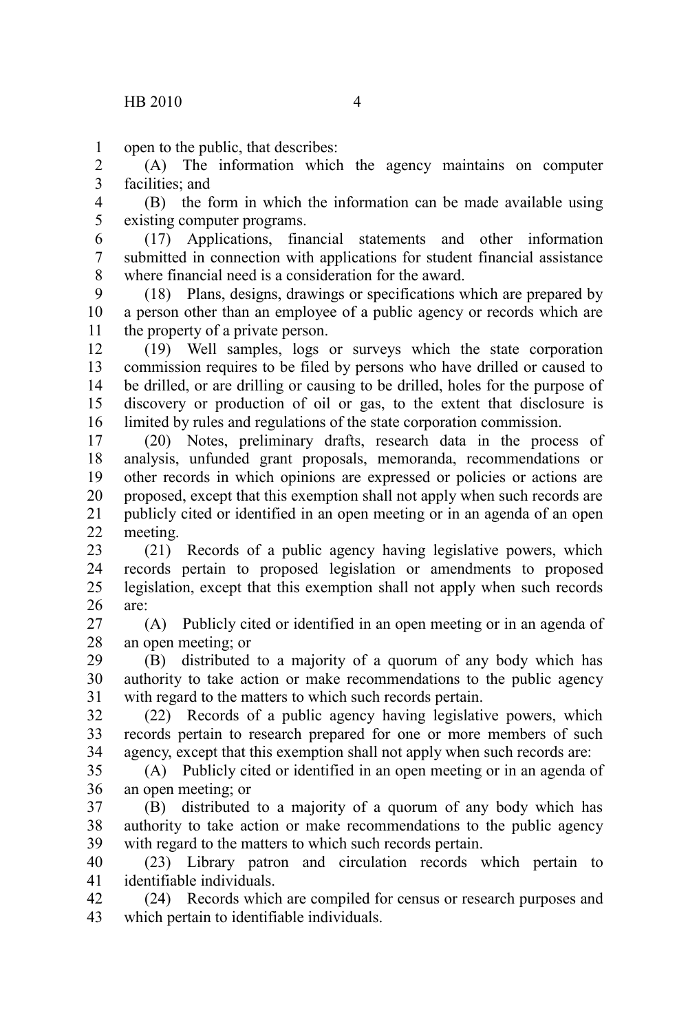open to the public, that describes:

(A) The information which the agency maintains on computer facilities; and

(B) the form in which the information can be made available using existing computer programs.

(17) Applications, financial statements and other information submitted in connection with applications for student financial assistance where financial need is a consideration for the award.

(18) Plans, designs, drawings or specifications which are prepared by a person other than an employee of a public agency or records which are the property of a private person.

(19) Well samples, logs or surveys which the state corporation commission requires to be filed by persons who have drilled or caused to be drilled, or are drilling or causing to be drilled, holes for the purpose of discovery or production of oil or gas, to the extent that disclosure is limited by rules and regulations of the state corporation commission.

(20) Notes, preliminary drafts, research data in the process of analysis, unfunded grant proposals, memoranda, recommendations or other records in which opinions are expressed or policies or actions are proposed, except that this exemption shall not apply when such records are publicly cited or identified in an open meeting or in an agenda of an open meeting.

(21) Records of a public agency having legislative powers, which records pertain to proposed legislation or amendments to proposed legislation, except that this exemption shall not apply when such records are:

(A) Publicly cited or identified in an open meeting or in an agenda of an open meeting; or

(B) distributed to a majority of a quorum of any body which has authority to take action or make recommendations to the public agency with regard to the matters to which such records pertain.

(22) Records of a public agency having legislative powers, which records pertain to research prepared for one or more members of such agency, except that this exemption shall not apply when such records are:

(A) Publicly cited or identified in an open meeting or in an agenda of an open meeting; or

(B) distributed to a majority of a quorum of any body which has authority to take action or make recommendations to the public agency with regard to the matters to which such records pertain.

(23) Library patron and circulation records which pertain to identifiable individuals.

(24) Records which are compiled for census or research purposes and which pertain to identifiable individuals.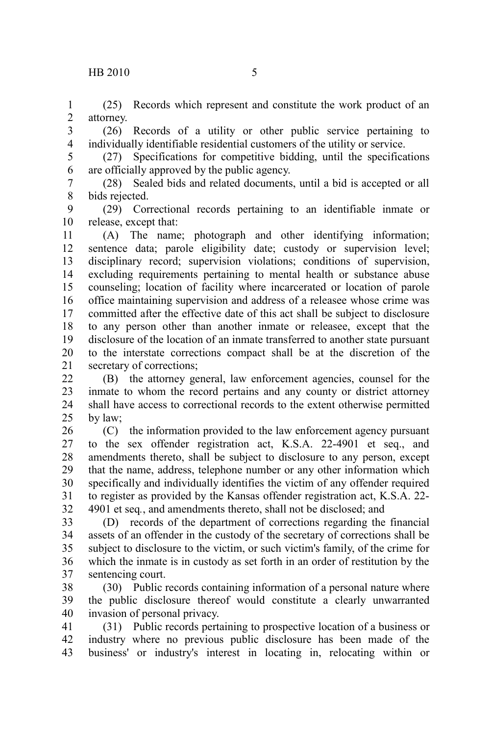(25) Records which represent and constitute the work product of an attorney.

(26) Records of a utility or other public service pertaining to individually identifiable residential customers of the utility or service.

(27) Specifications for competitive bidding, until the specifications are officially approved by the public agency.

(28) Sealed bids and related documents, until a bid is accepted or all bids rejected.

(29) Correctional records pertaining to an identifiable inmate or release, except that:

(A) The name; photograph and other identifying information; sentence data; parole eligibility date; custody or supervision level; disciplinary record; supervision violations; conditions of supervision, excluding requirements pertaining to mental health or substance abuse counseling; location of facility where incarcerated or location of parole office maintaining supervision and address of a releasee whose crime was committed after the effective date of this act shall be subject to disclosure to any person other than another inmate or releasee, except that the disclosure of the location of an inmate transferred to another state pursuant to the interstate corrections compact shall be at the discretion of the secretary of corrections;

(B) the attorney general, law enforcement agencies, counsel for the inmate to whom the record pertains and any county or district attorney shall have access to correctional records to the extent otherwise permitted by law;

(C) the information provided to the law enforcement agency pursuant to the sex offender registration act, K.S.A. 22-4901 et seq., and amendments thereto, shall be subject to disclosure to any person, except that the name, address, telephone number or any other information which specifically and individually identifies the victim of any offender required to register as provided by the Kansas offender registration act, K.S.A. 22-4901 et seq., and amendments thereto, shall not be disclosed; and

(D) records of the department of corrections regarding the financial assets of an offender in the custody of the secretary of corrections shall be subject to disclosure to the victim, or such victim's family, of the crime for which the inmate is in custody as set forth in an order of restitution by the sentencing court.

(30) Public records containing information of a personal nature where the public disclosure thereof would constitute a clearly unwarranted invasion of personal privacy.

(31) Public records pertaining to prospective location of a business or industry where no previous public disclosure has been made of the business' or industry's interest in locating in, relocating within or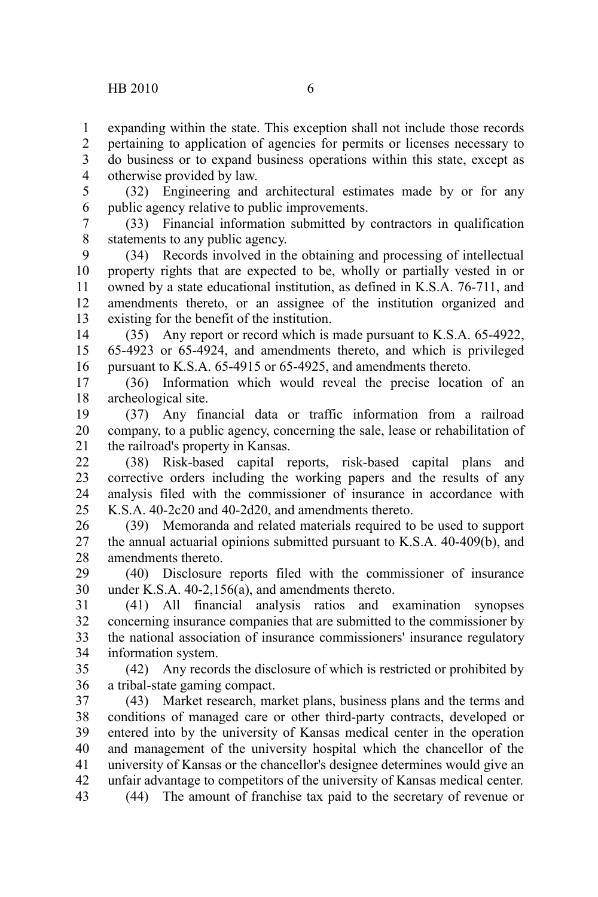expanding within the state. This exception shall not include those records pertaining to application of agencies for permits or licenses necessary to do business or to expand business operations within this state, except as otherwise provided by law.

(32) Engineering and architectural estimates made by or for any public agency relative to public improvements.

(33) Financial information submitted by contractors in qualification statements to any public agency.

(34) Records involved in the obtaining and processing of intellectual property rights that are expected to be, wholly or partially vested in or owned by a state educational institution, as defined in K.S.A. 76-711, and amendments thereto, or an assignee of the institution organized and existing for the benefit of the institution.

(35) Any report or record which is made pursuant to K.S.A. 65-4922, 65-4923 or 65-4924, and amendments thereto, and which is privileged pursuant to K.S.A. 65-4915 or 65-4925, and amendments thereto.

(36) Information which would reveal the precise location of an archeological site.

(37) Any financial data or traffic information from a railroad company, to a public agency, concerning the sale, lease or rehabilitation of the railroad's property in Kansas.

(38) Risk-based capital reports, risk-based capital plans and corrective orders including the working papers and the results of any analysis filed with the commissioner of insurance in accordance with K.S.A. 40-2c20 and 40-2d20, and amendments thereto.

(39) Memoranda and related materials required to be used to support the annual actuarial opinions submitted pursuant to K.S.A. 40-409(b), and amendments thereto.

(40) Disclosure reports filed with the commissioner of insurance under K.S.A. 40-2,156(a), and amendments thereto.

(41) All financial analysis ratios and examination synopses concerning insurance companies that are submitted to the commissioner by the national association of insurance commissioners' insurance regulatory information system.

(42) Any records the disclosure of which is restricted or prohibited by a tribal-state gaming compact.

(43) Market research, market plans, business plans and the terms and conditions of managed care or other third-party contracts, developed or entered into by the university of Kansas medical center in the operation and management of the university hospital which the chancellor of the university of Kansas or the chancellor's designee determines would give an unfair advantage to competitors of the university of Kansas medical center.

(44) The amount of franchise tax paid to the secretary of revenue or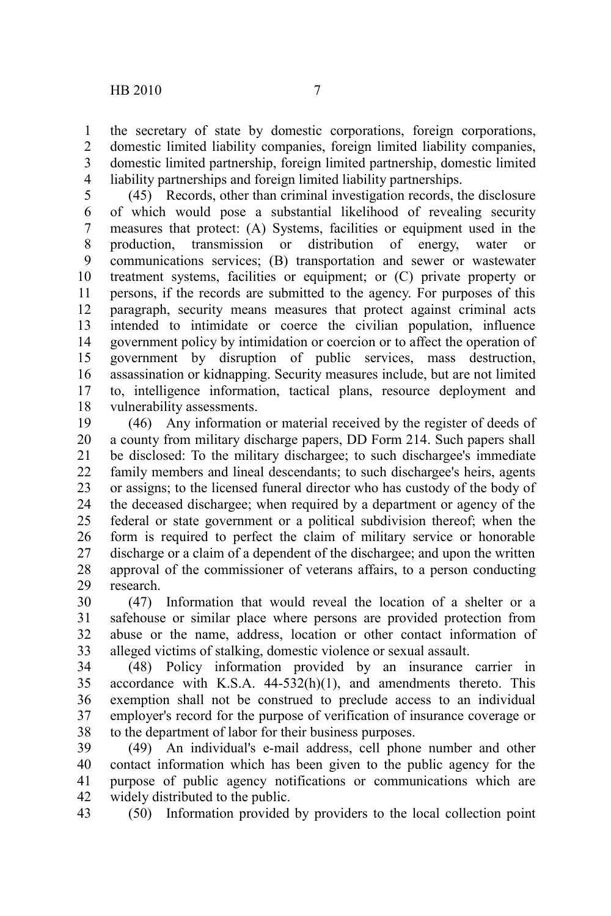the secretary of state by domestic corporations, foreign corporations, domestic limited liability companies, foreign limited liability companies, domestic limited partnership, foreign limited partnership, domestic limited liability partnerships and foreign limited liability partnerships.

(45) Records, other than criminal investigation records, the disclosure of which would pose a substantial likelihood of revealing security measures that protect: (A) Systems, facilities or equipment used in the production, transmission or distribution of energy, water or communications services; (B) transportation and sewer or wastewater treatment systems, facilities or equipment; or (C) private property or persons, if the records are submitted to the agency. For purposes of this paragraph, security means measures that protect against criminal acts intended to intimidate or coerce the civilian population, influence government policy by intimidation or coercion or to affect the operation of government by disruption of public services, mass destruction, assassination or kidnapping. Security measures include, but are not limited to, intelligence information, tactical plans, resource deployment and vulnerability assessments.

(46) Any information or material received by the register of deeds of a county from military discharge papers, DD Form 214. Such papers shall be disclosed: To the military dischargee; to such dischargee's immediate family members and lineal descendants; to such dischargee's heirs, agents or assigns; to the licensed funeral director who has custody of the body of the deceased dischargee; when required by a department or agency of the federal or state government or a political subdivision thereof; when the form is required to perfect the claim of military service or honorable discharge or a claim of a dependent of the dischargee; and upon the written approval of the commissioner of veterans affairs, to a person conducting research.

(47) Information that would reveal the location of a shelter or a safehouse or similar place where persons are provided protection from abuse or the name, address, location or other contact information of alleged victims of stalking, domestic violence or sexual assault.

(48) Policy information provided by an insurance carrier in accordance with K.S.A. 44-532(h)(1), and amendments thereto. This exemption shall not be construed to preclude access to an individual employer's record for the purpose of verification of insurance coverage or to the department of labor for their business purposes.

(49) An individual's e-mail address, cell phone number and other contact information which has been given to the public agency for the purpose of public agency notifications or communications which are widely distributed to the public.

(50) Information provided by providers to the local collection point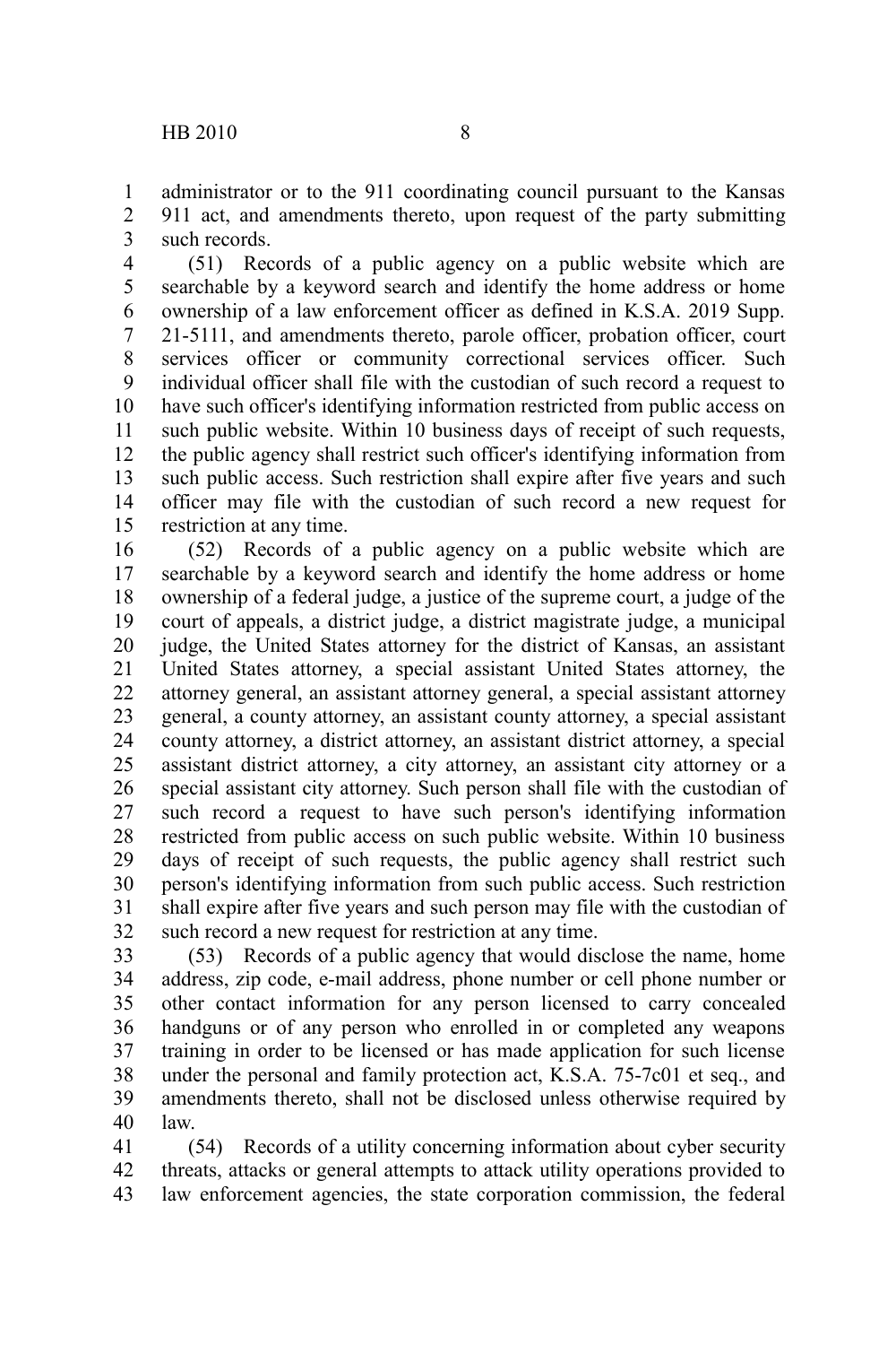administrator or to the 911 coordinating council pursuant to the Kansas 911 act, and amendments thereto, upon request of the party submitting such records.

(51) Records of a public agency on a public website which are searchable by a keyword search and identify the home address or home ownership of a law enforcement officer as defined in K.S.A. 2019 Supp. 21-5111, and amendments thereto, parole officer, probation officer, court services officer or community correctional services officer. Such individual officer shall file with the custodian of such record a request to have such officer's identifying information restricted from public access on such public website. Within 10 business days of receipt of such requests, the public agency shall restrict such officer's identifying information from such public access. Such restriction shall expire after five years and such officer may file with the custodian of such record a new request for restriction at any time.

(52) Records of a public agency on a public website which are searchable by a keyword search and identify the home address or home ownership of a federal judge, a justice of the supreme court, a judge of the court of appeals, a district judge, a district magistrate judge, a municipal judge, the United States attorney for the district of Kansas, an assistant United States attorney, a special assistant United States attorney, the attorney general, an assistant attorney general, a special assistant attorney general, a county attorney, an assistant county attorney, a special assistant county attorney, a district attorney, an assistant district attorney, a special assistant district attorney, a city attorney, an assistant city attorney or a special assistant city attorney. Such person shall file with the custodian of such record a request to have such person's identifying information restricted from public access on such public website. Within 10 business days of receipt of such requests, the public agency shall restrict such person's identifying information from such public access. Such restriction shall expire after five years and such person may file with the custodian of such record a new request for restriction at any time.

(53) Records of a public agency that would disclose the name, home address, zip code, e-mail address, phone number or cell phone number or other contact information for any person licensed to carry concealed handguns or of any person who enrolled in or completed any weapons training in order to be licensed or has made application for such license under the personal and family protection act, K.S.A. 75-7c01 et seq., and amendments thereto, shall not be disclosed unless otherwise required by law.

(54) Records of a utility concerning information about cyber security threats, attacks or general attempts to attack utility operations provided to law enforcement agencies, the state corporation commission, the federal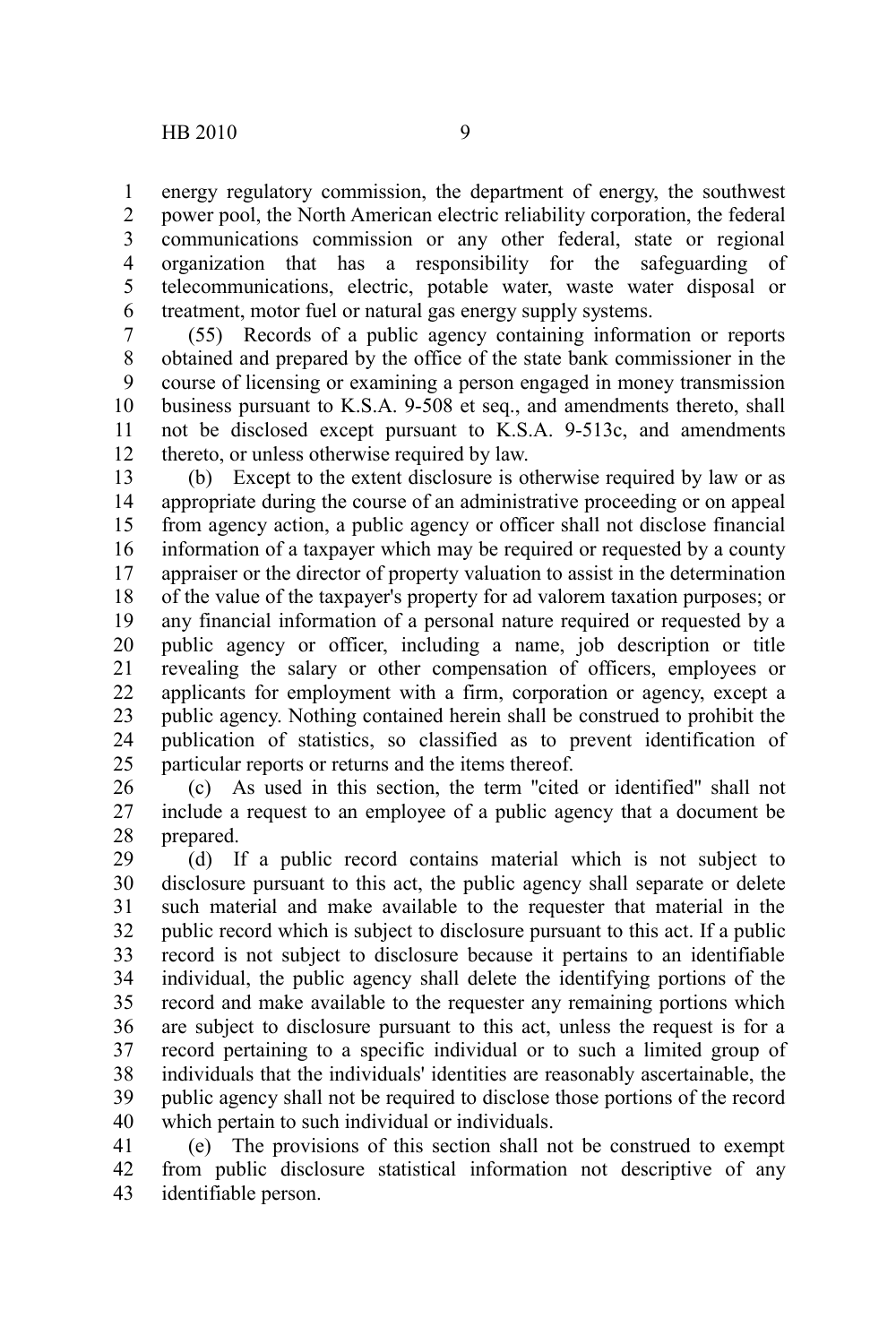energy regulatory commission, the department of energy, the southwest power pool, the North American electric reliability corporation, the federal communications commission or any other federal, state or regional organization that has a responsibility for the safeguarding of telecommunications, electric, potable water, waste water disposal or treatment, motor fuel or natural gas energy supply systems.

(55) Records of a public agency containing information or reports obtained and prepared by the office of the state bank commissioner in the course of licensing or examining a person engaged in money transmission business pursuant to K.S.A. 9-508 et seq., and amendments thereto, shall not be disclosed except pursuant to K.S.A. 9-513c, and amendments thereto, or unless otherwise required by law.

(b) Except to the extent disclosure is otherwise required by law or as appropriate during the course of an administrative proceeding or on appeal from agency action, a public agency or officer shall not disclose financial information of a taxpayer which may be required or requested by a county appraiser or the director of property valuation to assist in the determination of the value of the taxpayer's property for ad valorem taxation purposes; or any financial information of a personal nature required or requested by a public agency or officer, including a name, job description or title revealing the salary or other compensation of officers, employees or applicants for employment with a firm, corporation or agency, except a public agency. Nothing contained herein shall be construed to prohibit the publication of statistics, so classified as to prevent identification of particular reports or returns and the items thereof.

(c) As used in this section, the term "cited or identified" shall not include a request to an employee of a public agency that a document be prepared.

(d) If a public record contains material which is not subject to disclosure pursuant to this act, the public agency shall separate or delete such material and make available to the requester that material in the public record which is subject to disclosure pursuant to this act. If a public record is not subject to disclosure because it pertains to an identifiable individual, the public agency shall delete the identifying portions of the record and make available to the requester any remaining portions which are subject to disclosure pursuant to this act, unless the request is for a record pertaining to a specific individual or to such a limited group of individuals that the individuals' identities are reasonably ascertainable, the public agency shall not be required to disclose those portions of the record which pertain to such individual or individuals.

(e) The provisions of this section shall not be construed to exempt from public disclosure statistical information not descriptive of any identifiable person.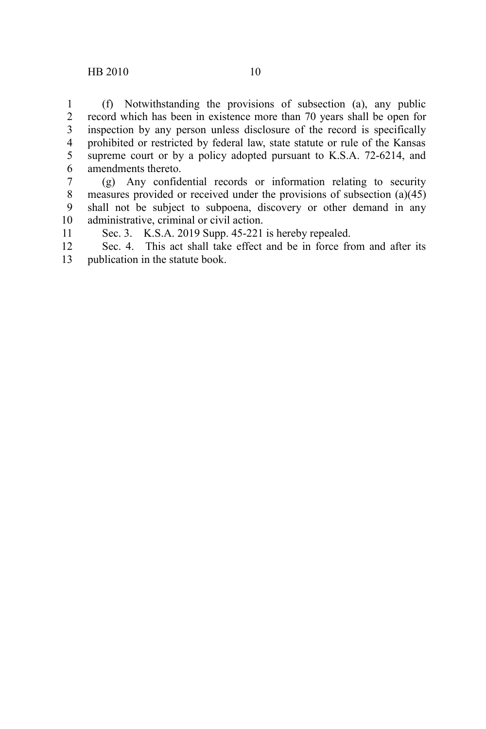(f) Notwithstanding the provisions of subsection (a), any public record which has been in existence more than 70 years shall be open for inspection by any person unless disclosure of the record is specifically prohibited or restricted by federal law, state statute or rule of the Kansas supreme court or by a policy adopted pursuant to K.S.A. 72-6214, and amendments thereto.

(g) Any confidential records or information relating to security measures provided or received under the provisions of subsection (a)(45) shall not be subject to subpoena, discovery or other demand in any administrative, criminal or civil action.

Sec. 3. K.S.A. 2019 Supp. 45-221 is hereby repealed.

Sec. 4. This act shall take effect and be in force from and after its publication in the statute book.